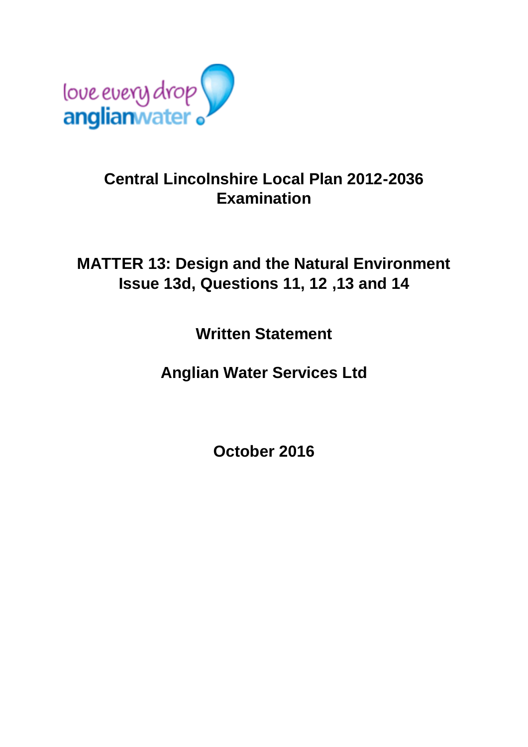love every drop
anglianwater

# Central Lincolnshire Local Plan 2012-2036 Examination

## MATTER 13: Design and the Natural Environment Issue 13d, Questions 11, 12 ,13 and 14

**Written Statement**

**Anglian Water Services Ltd**

**October 2016**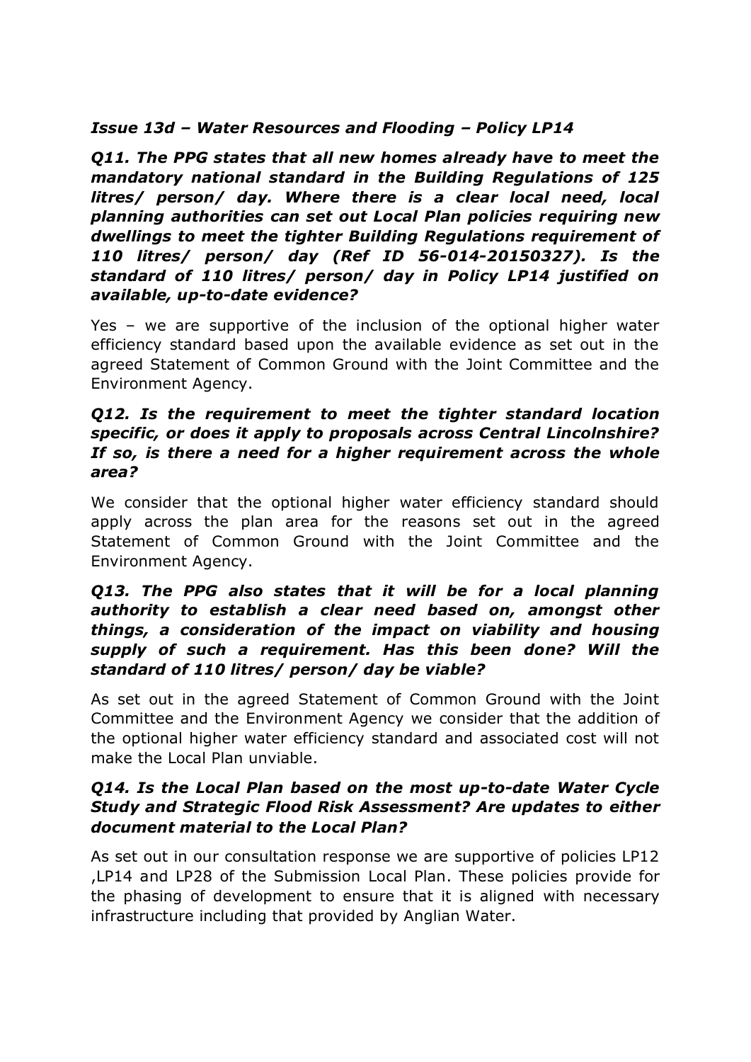### *Issue 13d – Water Resources and Flooding – Policy LP14*

***Q11. The PPG states that all new homes already have to meet the mandatory national standard in the Building Regulations of 125 litres/ person/ day. Where there is a clear local need, local planning authorities can set out Local Plan policies requiring new dwellings to meet the tighter Building Regulations requirement of 110 litres/ person/ day (Ref ID 56-014-20150327). Is the standard of 110 litres/ person/ day in Policy LP14 justified on available, up-to-date evidence?***

Yes – we are supportive of the inclusion of the optional higher water efficiency standard based upon the available evidence as set out in the agreed Statement of Common Ground with the Joint Committee and the Environment Agency.

***Q12. Is the requirement to meet the tighter standard location specific, or does it apply to proposals across Central Lincolnshire? If so, is there a need for a higher requirement across the whole area?***

We consider that the optional higher water efficiency standard should apply across the plan area for the reasons set out in the agreed Statement of Common Ground with the Joint Committee and the Environment Agency.

***Q13. The PPG also states that it will be for a local planning authority to establish a clear need based on, amongst other things, a consideration of the impact on viability and housing supply of such a requirement. Has this been done? Will the standard of 110 litres/ person/ day be viable?***

As set out in the agreed Statement of Common Ground with the Joint Committee and the Environment Agency we consider that the addition of the optional higher water efficiency standard and associated cost will not make the Local Plan unviable.

***Q14. Is the Local Plan based on the most up-to-date Water Cycle Study and Strategic Flood Risk Assessment? Are updates to either document material to the Local Plan?***

As set out in our consultation response we are supportive of policies LP12 ,LP14 and LP28 of the Submission Local Plan. These policies provide for the phasing of development to ensure that it is aligned with necessary infrastructure including that provided by Anglian Water.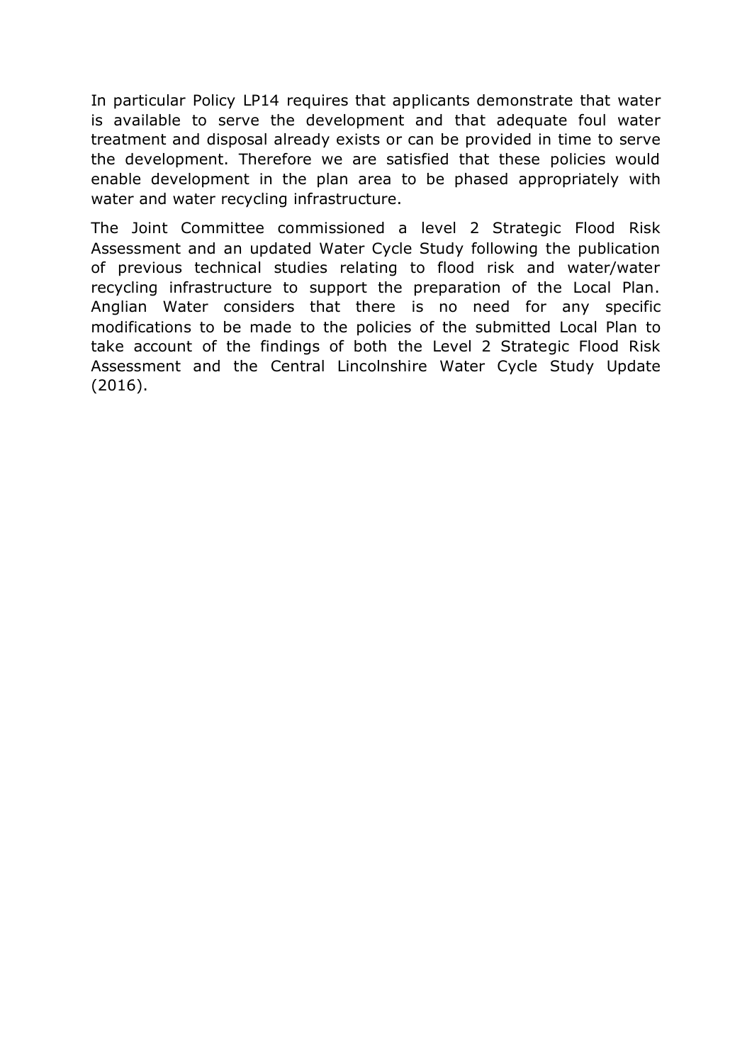In particular Policy LP14 requires that applicants demonstrate that water is available to serve the development and that adequate foul water treatment and disposal already exists or can be provided in time to serve the development. Therefore we are satisfied that these policies would enable development in the plan area to be phased appropriately with water and water recycling infrastructure.

The Joint Committee commissioned a level 2 Strategic Flood Risk Assessment and an updated Water Cycle Study following the publication of previous technical studies relating to flood risk and water/water recycling infrastructure to support the preparation of the Local Plan. Anglian Water considers that there is no need for any specific modifications to be made to the policies of the submitted Local Plan to take account of the findings of both the Level 2 Strategic Flood Risk Assessment and the Central Lincolnshire Water Cycle Study Update (2016).